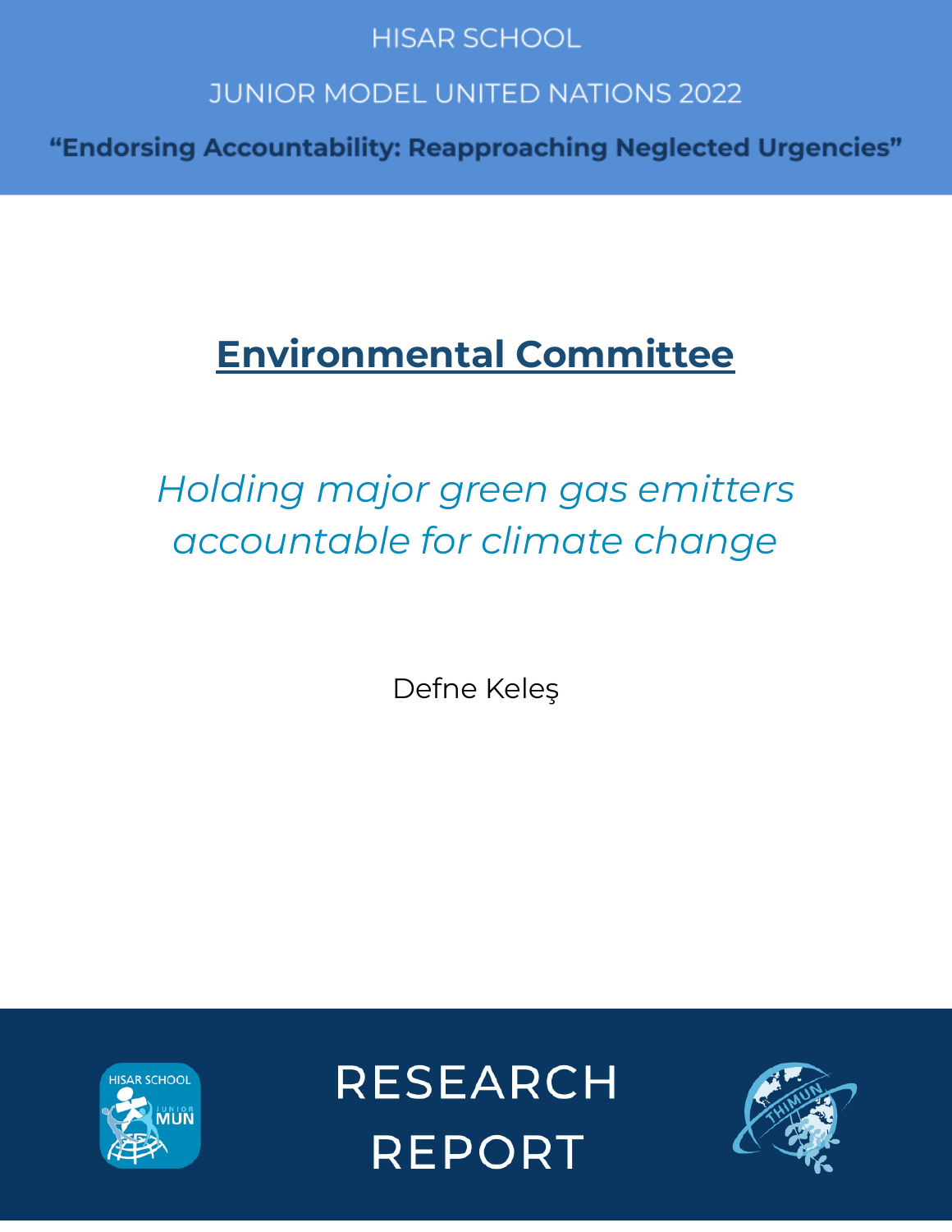HISAR SCHOOL

JUNIOR MODEL UNITED NATIONS 2022

**“Endorsing Accountability: Reapproaching Neglected Urgencies”**

# Environmental Committee

*Holding major green gas emitters accountable for climate change*

Defne Keleş

RESEARCH REPORT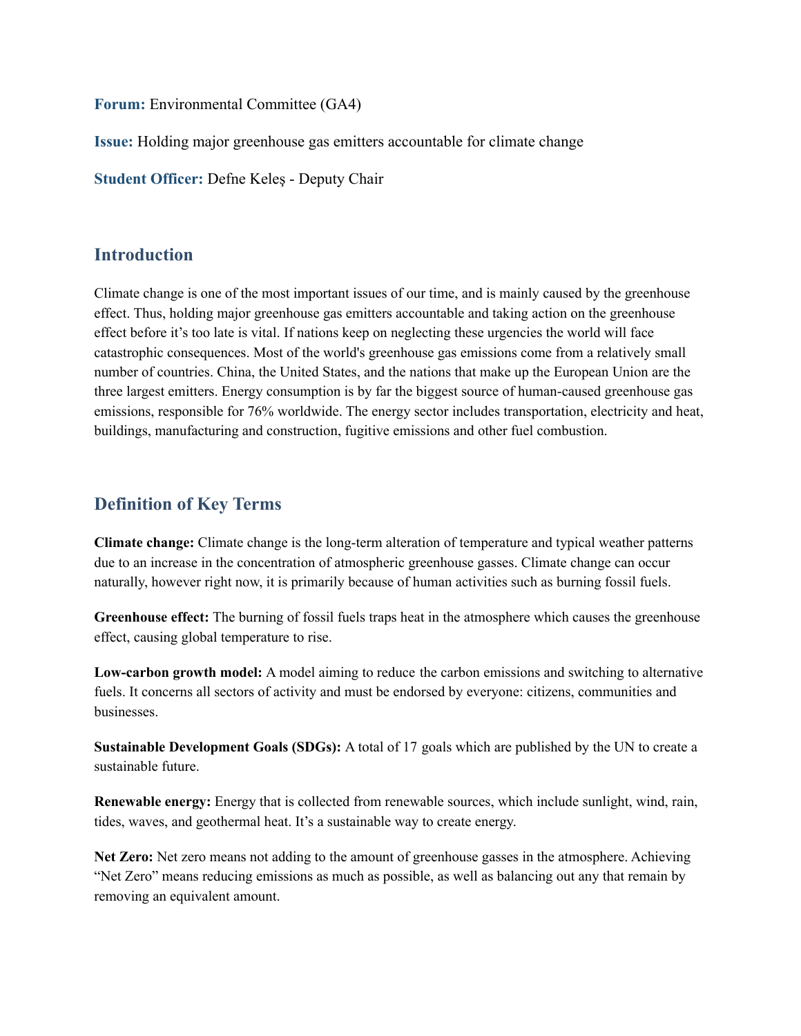**Forum:** Environmental Committee (GA4)

**Issue:** Holding major greenhouse gas emitters accountable for climate change

**Student Officer:** Defne Keleş - Deputy Chair

## Introduction

Climate change is one of the most important issues of our time, and is mainly caused by the greenhouse effect. Thus, holding major greenhouse gas emitters accountable and taking action on the greenhouse effect before it's too late is vital. If nations keep on neglecting these urgencies the world will face catastrophic consequences. Most of the world's greenhouse gas emissions come from a relatively small number of countries. China, the United States, and the nations that make up the European Union are the three largest emitters. Energy consumption is by far the biggest source of human-caused greenhouse gas emissions, responsible for 76% worldwide. The energy sector includes transportation, electricity and heat, buildings, manufacturing and construction, fugitive emissions and other fuel combustion.

## Definition of Key Terms

**Climate change:** Climate change is the long-term alteration of temperature and typical weather patterns due to an increase in the concentration of atmospheric greenhouse gasses. Climate change can occur naturally, however right now, it is primarily because of human activities such as burning fossil fuels.

**Greenhouse effect:** The burning of fossil fuels traps heat in the atmosphere which causes the greenhouse effect, causing global temperature to rise.

**Low-carbon growth model:** A model aiming to reduce the carbon emissions and switching to alternative fuels. It concerns all sectors of activity and must be endorsed by everyone: citizens, communities and businesses.

**Sustainable Development Goals (SDGs):** A total of 17 goals which are published by the UN to create a sustainable future.

**Renewable energy:** Energy that is collected from renewable sources, which include sunlight, wind, rain, tides, waves, and geothermal heat. It's a sustainable way to create energy.

**Net Zero:** Net zero means not adding to the amount of greenhouse gasses in the atmosphere. Achieving "Net Zero" means reducing emissions as much as possible, as well as balancing out any that remain by removing an equivalent amount.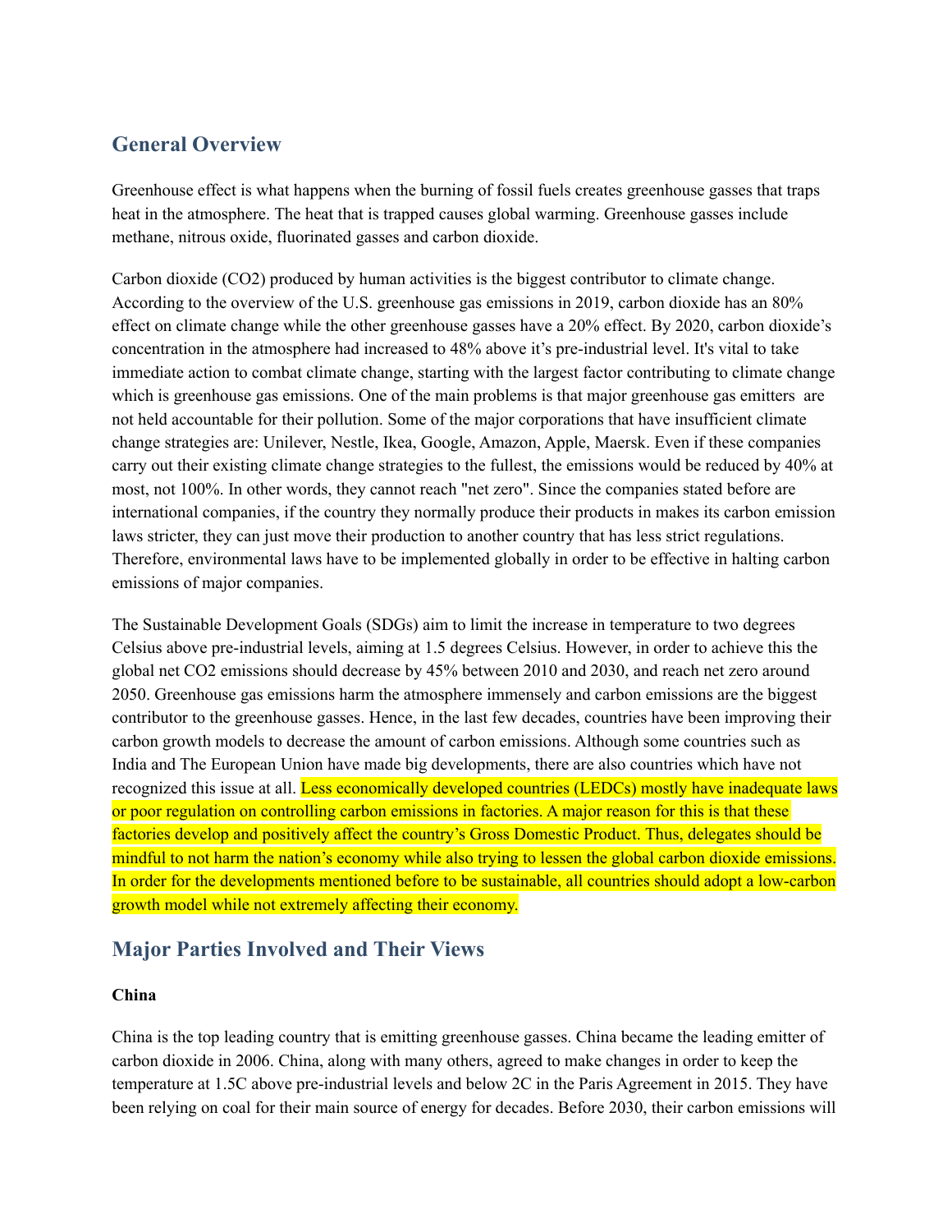## General Overview

Greenhouse effect is what happens when the burning of fossil fuels creates greenhouse gasses that traps heat in the atmosphere. The heat that is trapped causes global warming. Greenhouse gasses include methane, nitrous oxide, fluorinated gasses and carbon dioxide.

Carbon dioxide ($CO_2$) produced by human activities is the biggest contributor to climate change. According to the overview of the U.S. greenhouse gas emissions in 2019, carbon dioxide has an 80% effect on climate change while the other greenhouse gasses have a 20% effect. By 2020, carbon dioxide's concentration in the atmosphere had increased to 48% above it's pre-industrial level. It's vital to take immediate action to combat climate change, starting with the largest factor contributing to climate change which is greenhouse gas emissions. One of the main problems is that major greenhouse gas emitters are not held accountable for their pollution. Some of the major corporations that have insufficient climate change strategies are: Unilever, Nestle, Ikea, Google, Amazon, Apple, Maersk. Even if these companies carry out their existing climate change strategies to the fullest, the emissions would be reduced by 40% at most, not 100%. In other words, they cannot reach "net zero". Since the companies stated before are international companies, if the country they normally produce their products in makes its carbon emission laws stricter, they can just move their production to another country that has less strict regulations. Therefore, environmental laws have to be implemented globally in order to be effective in halting carbon emissions of major companies.

The Sustainable Development Goals (SDGs) aim to limit the increase in temperature to two degrees Celsius above pre-industrial levels, aiming at 1.5 degrees Celsius. However, in order to achieve this the global net $CO_2$ emissions should decrease by 45% between 2010 and 2030, and reach net zero around 2050. Greenhouse gas emissions harm the atmosphere immensely and carbon emissions are the biggest contributor to the greenhouse gasses. Hence, in the last few decades, countries have been improving their carbon growth models to decrease the amount of carbon emissions. Although some countries such as India and The European Union have made big developments, there are also countries which have not recognized this issue at all. Less economically developed countries (LEDCs) mostly have inadequate laws or poor regulation on controlling carbon emissions in factories. A major reason for this is that these factories develop and positively affect the country's Gross Domestic Product. Thus, delegates should be mindful to not harm the nation's economy while also trying to lessen the global carbon dioxide emissions. In order for the developments mentioned before to be sustainable, all countries should adopt a low-carbon growth model while not extremely affecting their economy.

## Major Parties Involved and Their Views

**China**

China is the top leading country that is emitting greenhouse gasses. China became the leading emitter of carbon dioxide in 2006. China, along with many others, agreed to make changes in order to keep the temperature at 1.5C above pre-industrial levels and below 2C in the Paris Agreement in 2015. They have been relying on coal for their main source of energy for decades. Before 2030, their carbon emissions will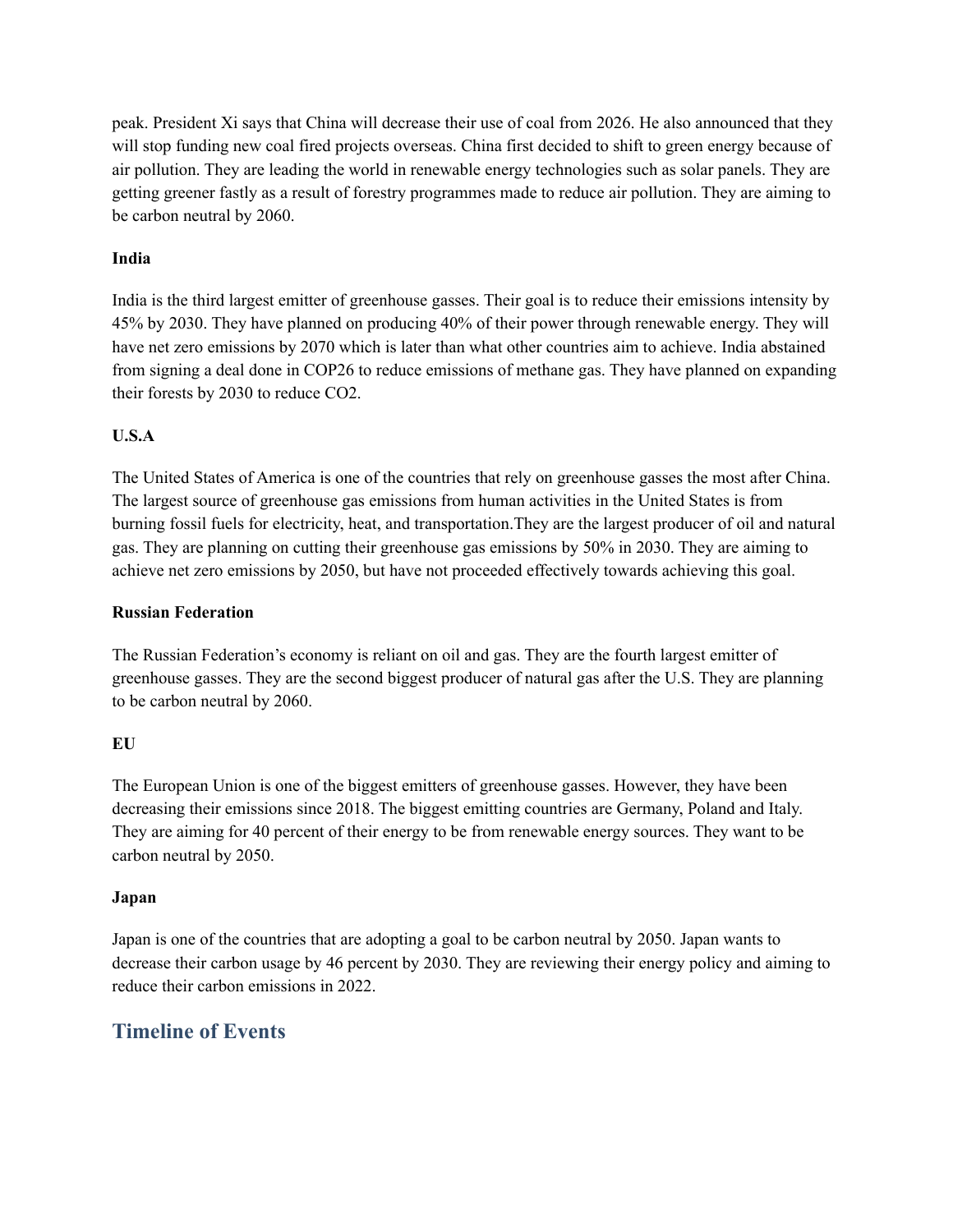peak. President Xi says that China will decrease their use of coal from 2026. He also announced that they will stop funding new coal fired projects overseas. China first decided to shift to green energy because of air pollution. They are leading the world in renewable energy technologies such as solar panels. They are getting greener fastly as a result of forestry programmes made to reduce air pollution. They are aiming to be carbon neutral by 2060.

**India**

India is the third largest emitter of greenhouse gasses. Their goal is to reduce their emissions intensity by 45% by 2030. They have planned on producing 40% of their power through renewable energy. They will have net zero emissions by 2070 which is later than what other countries aim to achieve. India abstained from signing a deal done in COP26 to reduce emissions of methane gas. They have planned on expanding their forests by 2030 to reduce CO2.

**U.S.A**

The United States of America is one of the countries that rely on greenhouse gasses the most after China. The largest source of greenhouse gas emissions from human activities in the United States is from burning fossil fuels for electricity, heat, and transportation.They are the largest producer of oil and natural gas. They are planning on cutting their greenhouse gas emissions by 50% in 2030. They are aiming to achieve net zero emissions by 2050, but have not proceeded effectively towards achieving this goal.

**Russian Federation**

The Russian Federation's economy is reliant on oil and gas. They are the fourth largest emitter of greenhouse gasses. They are the second biggest producer of natural gas after the U.S. They are planning to be carbon neutral by 2060.

**EU**

The European Union is one of the biggest emitters of greenhouse gasses. However, they have been decreasing their emissions since 2018. The biggest emitting countries are Germany, Poland and Italy. They are aiming for 40 percent of their energy to be from renewable energy sources. They want to be carbon neutral by 2050.

**Japan**

Japan is one of the countries that are adopting a goal to be carbon neutral by 2050. Japan wants to decrease their carbon usage by 46 percent by 2030. They are reviewing their energy policy and aiming to reduce their carbon emissions in 2022.

## Timeline of Events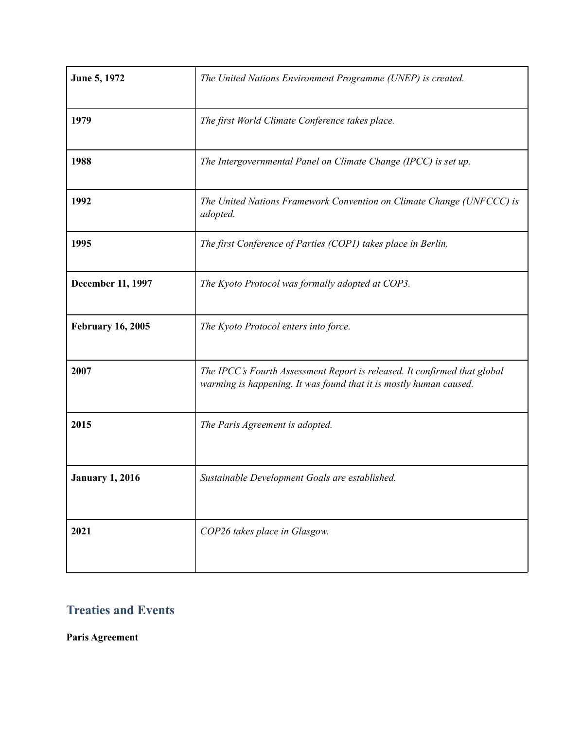| **June 5, 1972** | *The United Nations Environment Programme (UNEP) is created.* |
|---|---|
| **1979** | *The first World Climate Conference takes place.* |
| **1988** | *The Intergovernmental Panel on Climate Change (IPCC) is set up.* |
| **1992** | *The United Nations Framework Convention on Climate Change (UNFCCC) is adopted.* |
| **1995** | *The first Conference of Parties (COP1) takes place in Berlin.* |
| **December 11, 1997** | *The Kyoto Protocol was formally adopted at COP3.* |
| **February 16, 2005** | *The Kyoto Protocol enters into force.* |
| **2007** | *The IPCC's Fourth Assessment Report is released. It confirmed that global warming is happening. It was found that it is mostly human caused.* |
| **2015** | *The Paris Agreement is adopted.* |
| **January 1, 2016** | *Sustainable Development Goals are established.* |
| **2021** | *COP26 takes place in Glasgow.* |

## Treaties and Events

**Paris Agreement**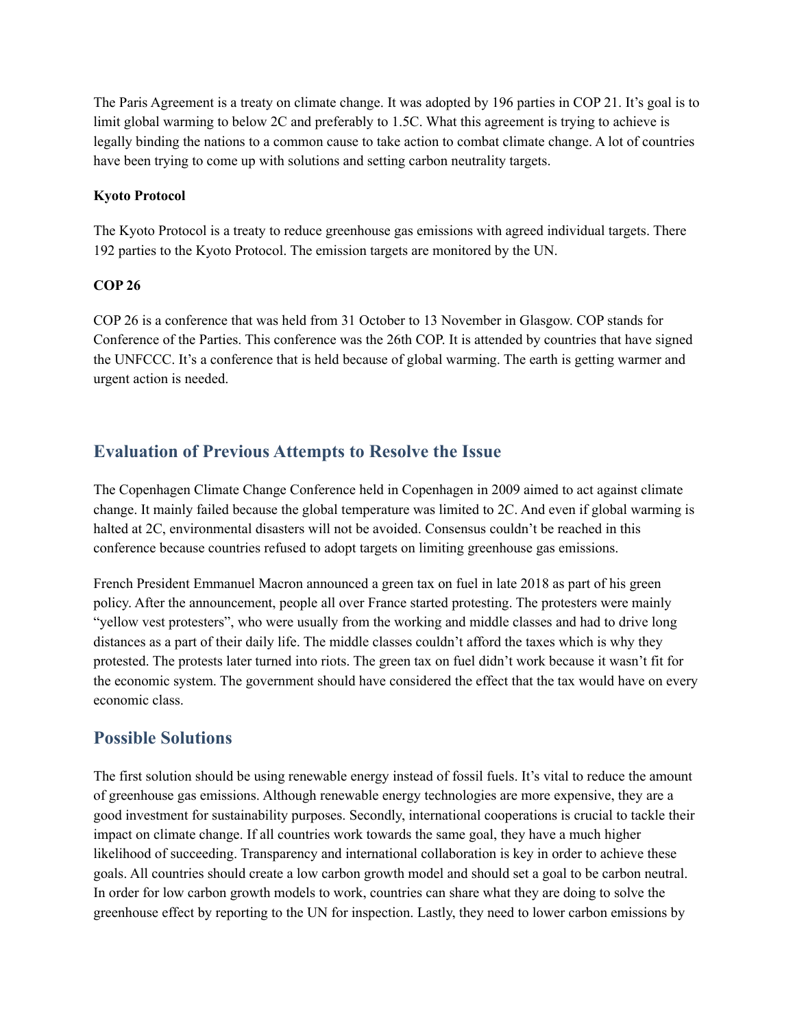The Paris Agreement is a treaty on climate change. It was adopted by 196 parties in COP 21. It's goal is to limit global warming to below 2C and preferably to 1.5C. What this agreement is trying to achieve is legally binding the nations to a common cause to take action to combat climate change. A lot of countries have been trying to come up with solutions and setting carbon neutrality targets.

**Kyoto Protocol**

The Kyoto Protocol is a treaty to reduce greenhouse gas emissions with agreed individual targets. There 192 parties to the Kyoto Protocol. The emission targets are monitored by the UN.

**COP 26**

COP 26 is a conference that was held from 31 October to 13 November in Glasgow. COP stands for Conference of the Parties. This conference was the 26th COP. It is attended by countries that have signed the UNFCCC. It's a conference that is held because of global warming. The earth is getting warmer and urgent action is needed.

## Evaluation of Previous Attempts to Resolve the Issue

The Copenhagen Climate Change Conference held in Copenhagen in 2009 aimed to act against climate change. It mainly failed because the global temperature was limited to 2C. And even if global warming is halted at 2C, environmental disasters will not be avoided. Consensus couldn't be reached in this conference because countries refused to adopt targets on limiting greenhouse gas emissions.

French President Emmanuel Macron announced a green tax on fuel in late 2018 as part of his green policy. After the announcement, people all over France started protesting. The protesters were mainly "yellow vest protesters", who were usually from the working and middle classes and had to drive long distances as a part of their daily life. The middle classes couldn't afford the taxes which is why they protested. The protests later turned into riots. The green tax on fuel didn't work because it wasn't fit for the economic system. The government should have considered the effect that the tax would have on every economic class.

## Possible Solutions

The first solution should be using renewable energy instead of fossil fuels. It's vital to reduce the amount of greenhouse gas emissions. Although renewable energy technologies are more expensive, they are a good investment for sustainability purposes. Secondly, international cooperations is crucial to tackle their impact on climate change. If all countries work towards the same goal, they have a much higher likelihood of succeeding. Transparency and international collaboration is key in order to achieve these goals. All countries should create a low carbon growth model and should set a goal to be carbon neutral. In order for low carbon growth models to work, countries can share what they are doing to solve the greenhouse effect by reporting to the UN for inspection. Lastly, they need to lower carbon emissions by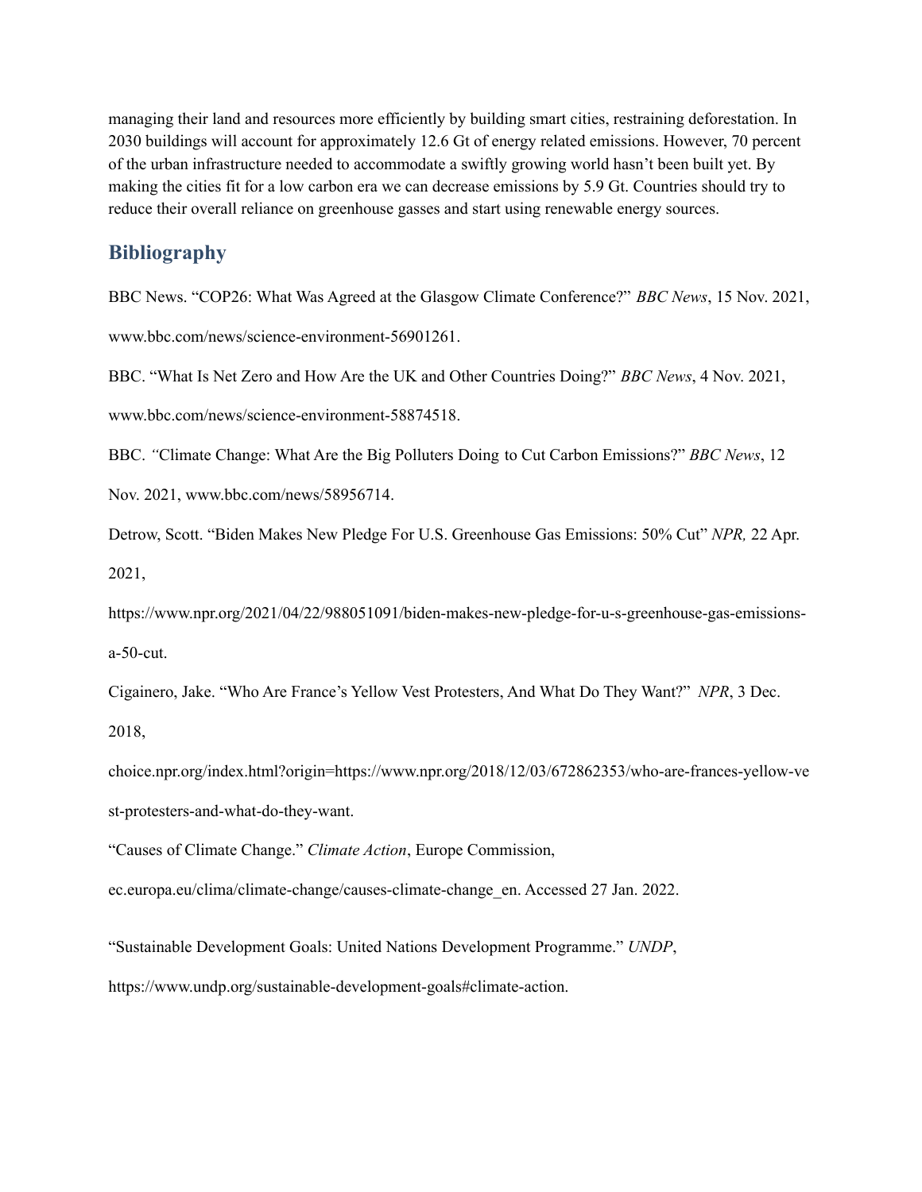managing their land and resources more efficiently by building smart cities, restraining deforestation. In 2030 buildings will account for approximately 12.6 Gt of energy related emissions. However, 70 percent of the urban infrastructure needed to accommodate a swiftly growing world hasn't been built yet. By making the cities fit for a low carbon era we can decrease emissions by 5.9 Gt. Countries should try to reduce their overall reliance on greenhouse gasses and start using renewable energy sources.

## Bibliography

BBC News. "COP26: What Was Agreed at the Glasgow Climate Conference?" *BBC News*, 15 Nov. 2021, www.bbc.com/news/science-environment-56901261.

BBC. "What Is Net Zero and How Are the UK and Other Countries Doing?" *BBC News*, 4 Nov. 2021, www.bbc.com/news/science-environment-58874518.

BBC. "Climate Change: What Are the Big Polluters Doing to Cut Carbon Emissions?" *BBC News*, 12 Nov. 2021, www.bbc.com/news/58956714.

Detrow, Scott. "Biden Makes New Pledge For U.S. Greenhouse Gas Emissions: 50% Cut" *NPR,* 22 Apr. 2021, https://www.npr.org/2021/04/22/988051091/biden-makes-new-pledge-for-u-s-greenhouse-gas-emissions-a-50-cut.

Cigainero, Jake. "Who Are France's Yellow Vest Protesters, And What Do They Want?" *NPR*, 3 Dec. 2018, choice.npr.org/index.html?origin=https://www.npr.org/2018/12/03/672862353/who-are-frances-yellow-vest-protesters-and-what-do-they-want.

"Causes of Climate Change." *Climate Action*, Europe Commission, ec.europa.eu/clima/climate-change/causes-climate-change_en. Accessed 27 Jan. 2022.

"Sustainable Development Goals: United Nations Development Programme." *UNDP*, https://www.undp.org/sustainable-development-goals#climate-action.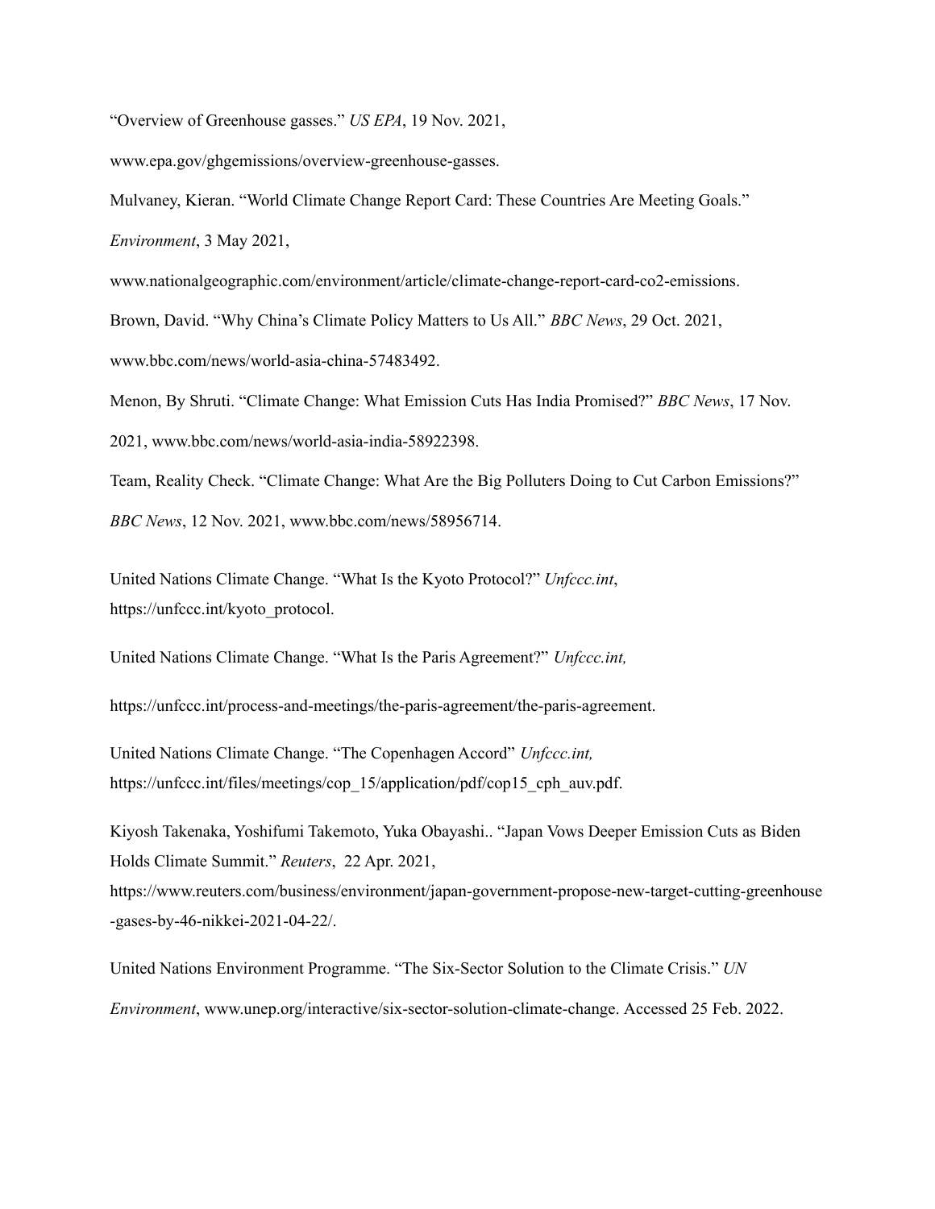"Overview of Greenhouse gasses." *US EPA*, 19 Nov. 2021, www.epa.gov/ghgemissions/overview-greenhouse-gasses.

Mulvaney, Kieran. "World Climate Change Report Card: These Countries Are Meeting Goals." *Environment*, 3 May 2021, www.nationalgeographic.com/environment/article/climate-change-report-card-co2-emissions.

Brown, David. "Why China's Climate Policy Matters to Us All." *BBC News*, 29 Oct. 2021, www.bbc.com/news/world-asia-china-57483492.

Menon, By Shruti. "Climate Change: What Emission Cuts Has India Promised?" *BBC News*, 17 Nov. 2021, www.bbc.com/news/world-asia-india-58922398.

Team, Reality Check. "Climate Change: What Are the Big Polluters Doing to Cut Carbon Emissions?" *BBC News*, 12 Nov. 2021, www.bbc.com/news/58956714.

United Nations Climate Change. "What Is the Kyoto Protocol?" *Unfccc.int*, https://unfccc.int/kyoto_protocol.

United Nations Climate Change. "What Is the Paris Agreement?" *Unfccc.int,* https://unfccc.int/process-and-meetings/the-paris-agreement/the-paris-agreement.

United Nations Climate Change. "The Copenhagen Accord" *Unfccc.int,* https://unfccc.int/files/meetings/cop_15/application/pdf/cop15_cph_auv.pdf.

Kiyosh Takenaka, Yoshifumi Takemoto, Yuka Obayashi.. "Japan Vows Deeper Emission Cuts as Biden Holds Climate Summit." *Reuters*, 22 Apr. 2021, https://www.reuters.com/business/environment/japan-government-propose-new-target-cutting-greenhouse-gases-by-46-nikkei-2021-04-22/.

United Nations Environment Programme. "The Six-Sector Solution to the Climate Crisis." *UN Environment*, www.unep.org/interactive/six-sector-solution-climate-change. Accessed 25 Feb. 2022.